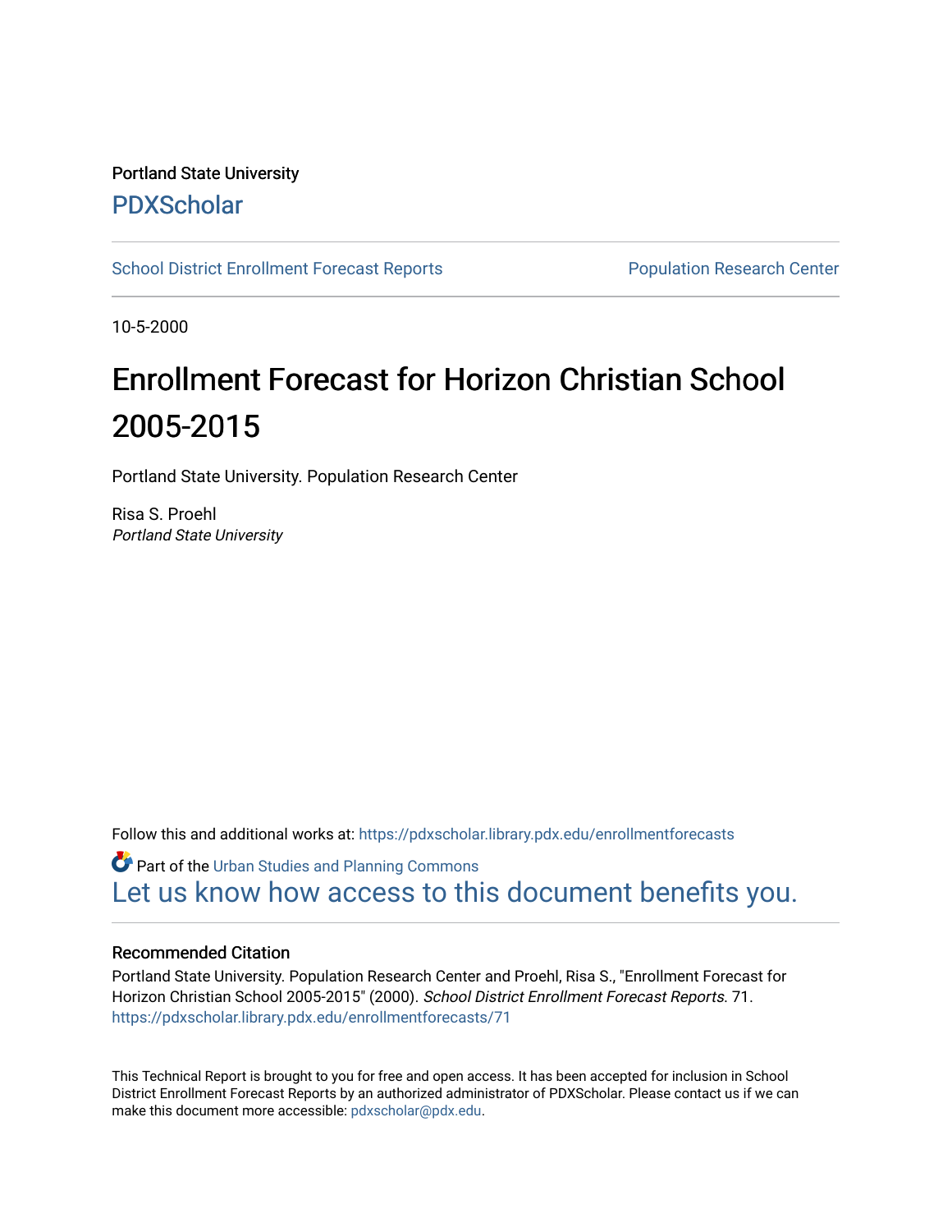Portland State University

# PDXScholar

School District Enrollment Forecast Reports

Population Research Center

10-5-2000

# Enrollment Forecast for Horizon Christian School 2005-2015

Portland State University. Population Research Center

Risa S. Proehl
*Portland State University*

Follow this and additional works at: https://pdxscholar.library.pdx.edu/enrollmentforecasts

Part of the Urban Studies and Planning Commons

Let us know how access to this document benefits you.

### Recommended Citation

Portland State University. Population Research Center and Proehl, Risa S., "Enrollment Forecast for Horizon Christian School 2005-2015" (2000). *School District Enrollment Forecast Reports*. 71.
https://pdxscholar.library.pdx.edu/enrollmentforecasts/71

This Technical Report is brought to you for free and open access. It has been accepted for inclusion in School District Enrollment Forecast Reports by an authorized administrator of PDXScholar. Please contact us if we can make this document more accessible: pdxscholar@pdx.edu.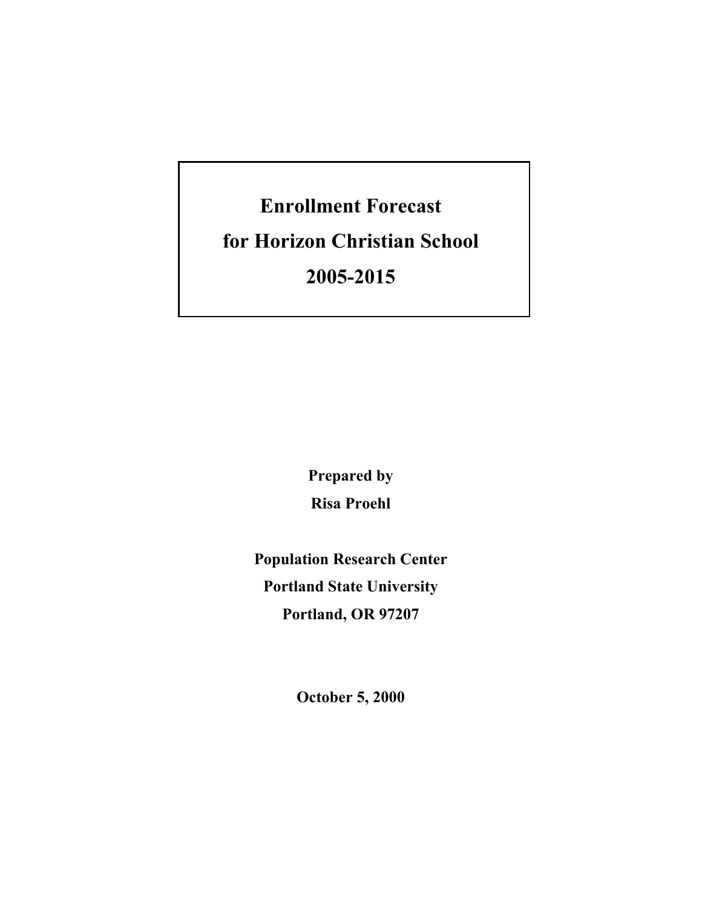# Enrollment Forecast for Horizon Christian School 2005-2015

**Prepared by**

**Risa Proehl**

**Population Research Center**

**Portland State University**

**Portland, OR 97207**

**October 5, 2000**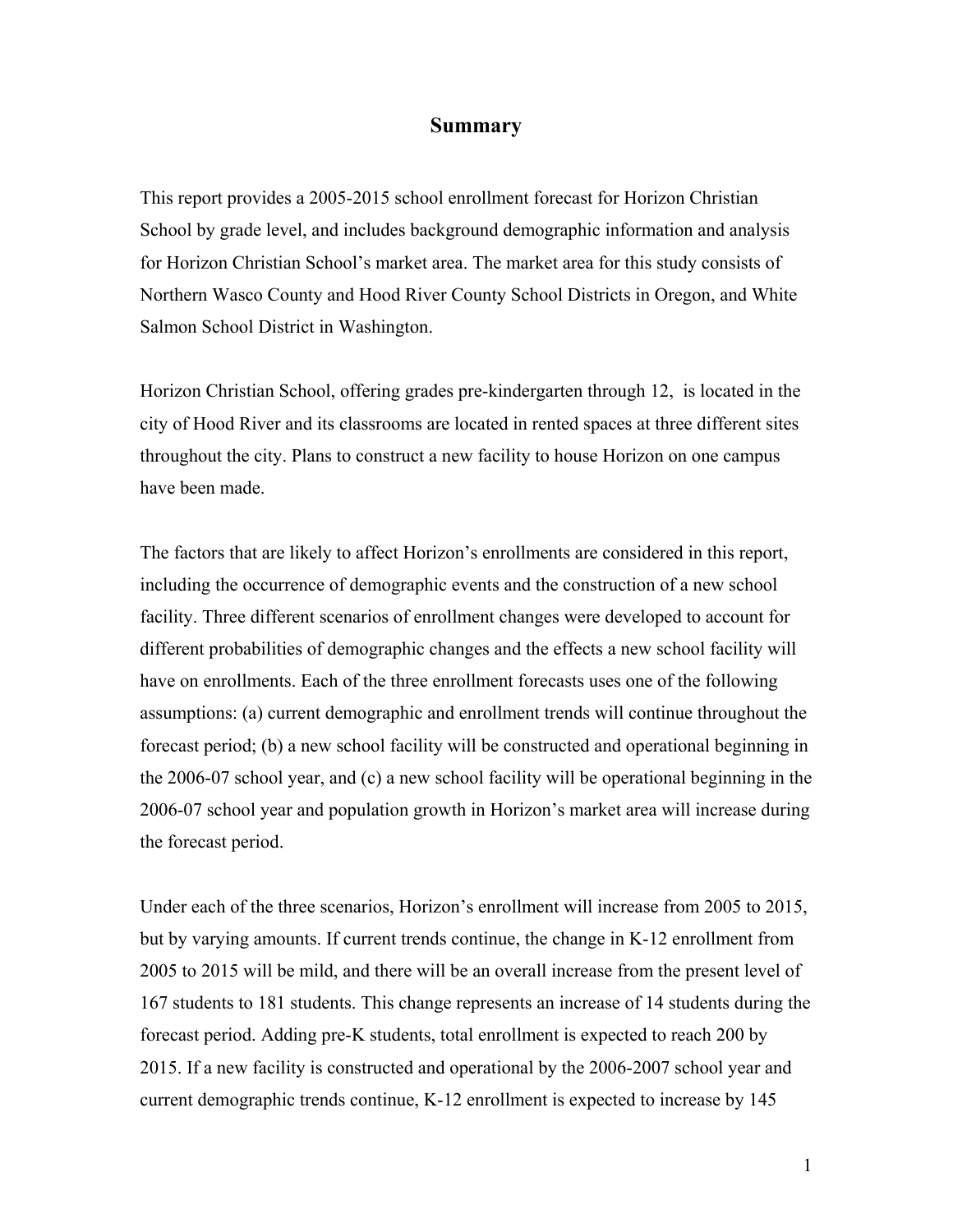# Summary

This report provides a 2005-2015 school enrollment forecast for Horizon Christian School by grade level, and includes background demographic information and analysis for Horizon Christian School's market area. The market area for this study consists of Northern Wasco County and Hood River County School Districts in Oregon, and White Salmon School District in Washington.

Horizon Christian School, offering grades pre-kindergarten through 12, is located in the city of Hood River and its classrooms are located in rented spaces at three different sites throughout the city. Plans to construct a new facility to house Horizon on one campus have been made.

The factors that are likely to affect Horizon's enrollments are considered in this report, including the occurrence of demographic events and the construction of a new school facility. Three different scenarios of enrollment changes were developed to account for different probabilities of demographic changes and the effects a new school facility will have on enrollments. Each of the three enrollment forecasts uses one of the following assumptions: (a) current demographic and enrollment trends will continue throughout the forecast period; (b) a new school facility will be constructed and operational beginning in the 2006-07 school year, and (c) a new school facility will be operational beginning in the 2006-07 school year and population growth in Horizon's market area will increase during the forecast period.

Under each of the three scenarios, Horizon's enrollment will increase from 2005 to 2015, but by varying amounts. If current trends continue, the change in K-12 enrollment from 2005 to 2015 will be mild, and there will be an overall increase from the present level of 167 students to 181 students. This change represents an increase of 14 students during the forecast period. Adding pre-K students, total enrollment is expected to reach 200 by 2015. If a new facility is constructed and operational by the 2006-2007 school year and current demographic trends continue, K-12 enrollment is expected to increase by 145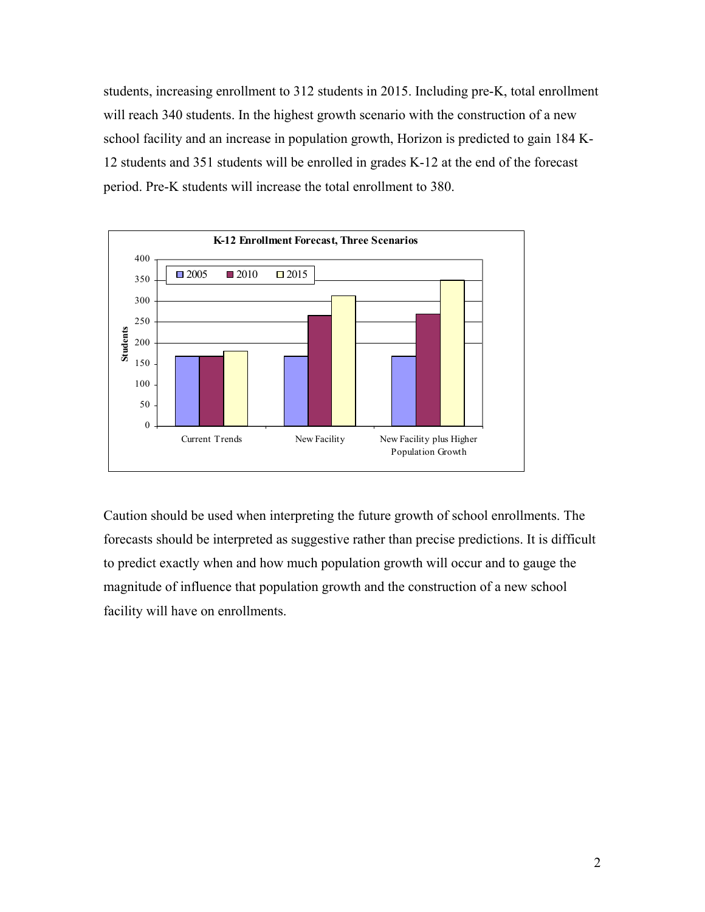students, increasing enrollment to 312 students in 2015. Including pre-K, total enrollment will reach 340 students. In the highest growth scenario with the construction of a new school facility and an increase in population growth, Horizon is predicted to gain 184 K-12 students and 351 students will be enrolled in grades K-12 at the end of the forecast period. Pre-K students will increase the total enrollment to 380.

**K-12 Enrollment Forecast, Three Scenarios**

Caution should be used when interpreting the future growth of school enrollments. The forecasts should be interpreted as suggestive rather than precise predictions. It is difficult to predict exactly when and how much population growth will occur and to gauge the magnitude of influence that population growth and the construction of a new school facility will have on enrollments.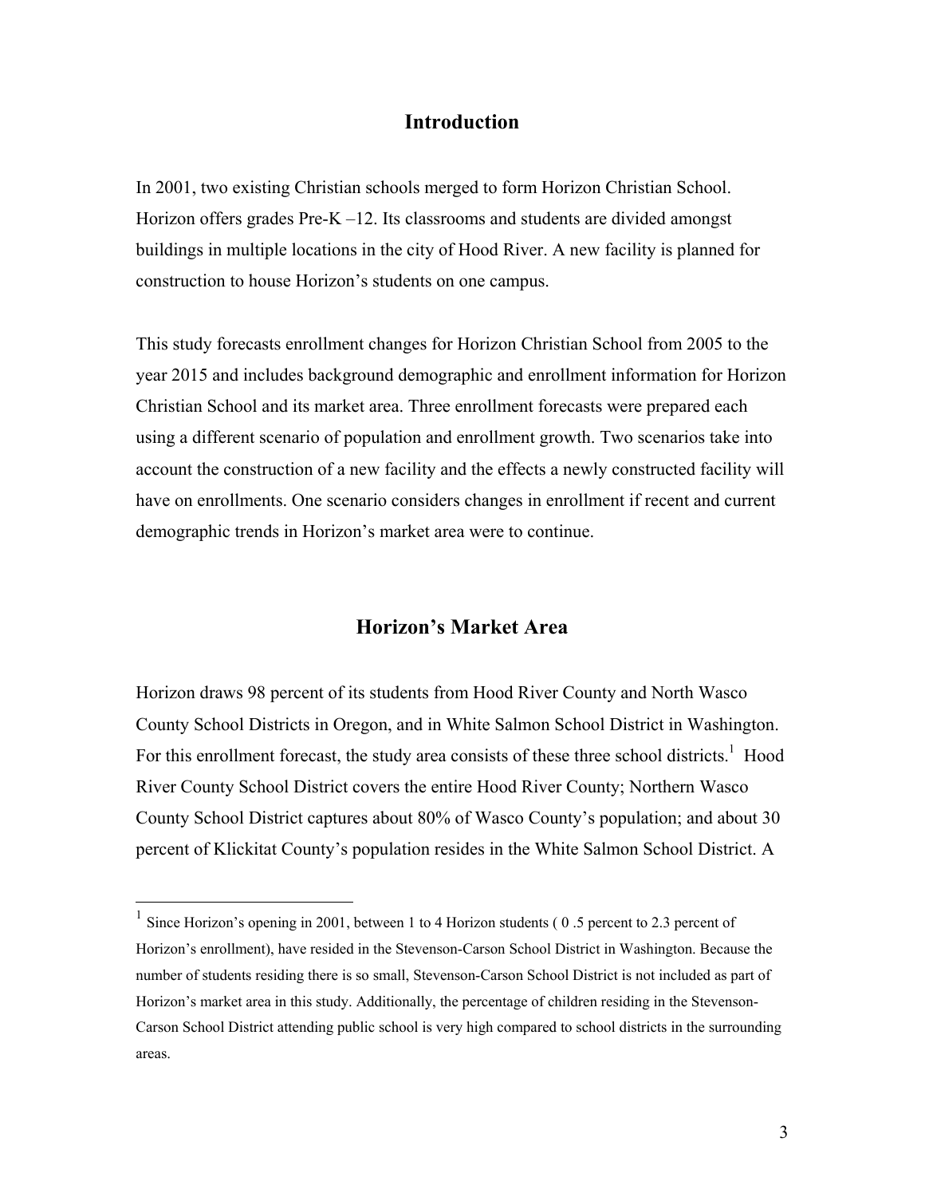## Introduction

In 2001, two existing Christian schools merged to form Horizon Christian School. Horizon offers grades Pre-K –12. Its classrooms and students are divided amongst buildings in multiple locations in the city of Hood River. A new facility is planned for construction to house Horizon's students on one campus.

This study forecasts enrollment changes for Horizon Christian School from 2005 to the year 2015 and includes background demographic and enrollment information for Horizon Christian School and its market area. Three enrollment forecasts were prepared each using a different scenario of population and enrollment growth. Two scenarios take into account the construction of a new facility and the effects a newly constructed facility will have on enrollments. One scenario considers changes in enrollment if recent and current demographic trends in Horizon's market area were to continue.

## Horizon's Market Area

Horizon draws 98 percent of its students from Hood River County and North Wasco County School Districts in Oregon, and in White Salmon School District in Washington. For this enrollment forecast, the study area consists of these three school districts.[1] Hood River County School District covers the entire Hood River County; Northern Wasco County School District captures about 80% of Wasco County's population; and about 30 percent of Klickitat County's population resides in the White Salmon School District. A

---

[1] Since Horizon's opening in 2001, between 1 to 4 Horizon students ( 0 .5 percent to 2.3 percent of Horizon's enrollment), have resided in the Stevenson-Carson School District in Washington. Because the number of students residing there is so small, Stevenson-Carson School District is not included as part of Horizon's market area in this study. Additionally, the percentage of children residing in the Stevenson-Carson School District attending public school is very high compared to school districts in the surrounding areas.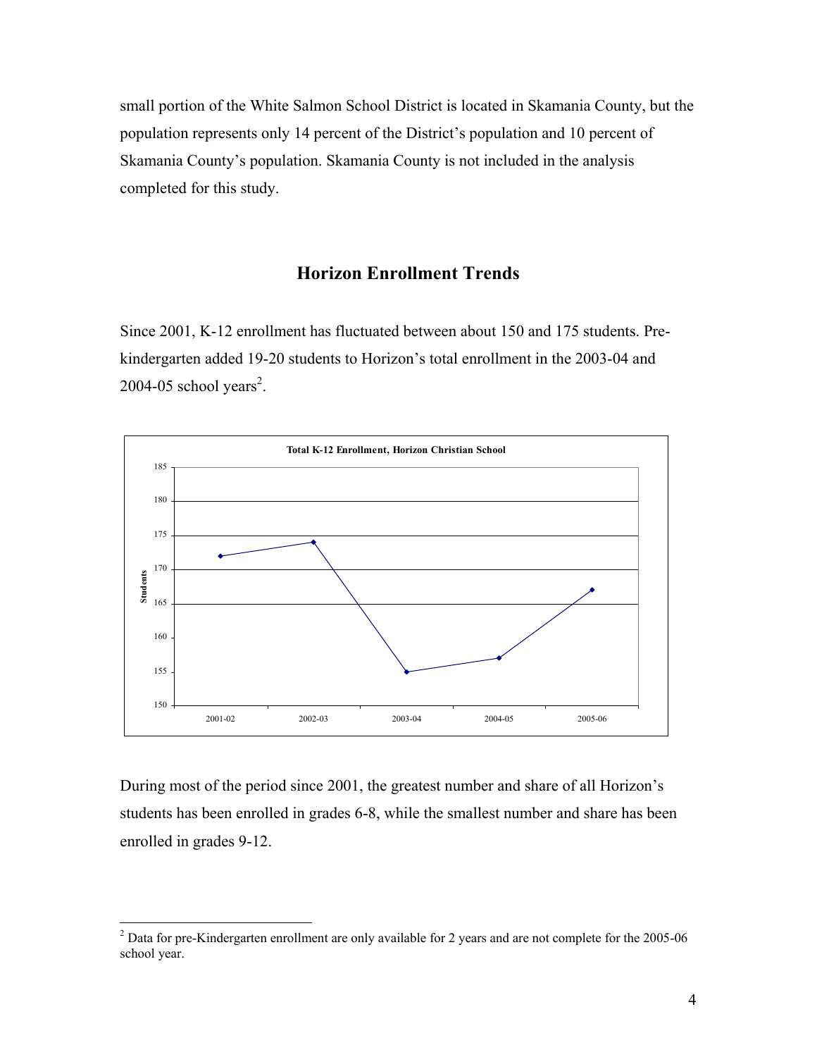small portion of the White Salmon School District is located in Skamania County, but the population represents only 14 percent of the District's population and 10 percent of Skamania County's population. Skamania County is not included in the analysis completed for this study.

## Horizon Enrollment Trends

Since 2001, K-12 enrollment has fluctuated between about 150 and 175 students. Pre-kindergarten added 19-20 students to Horizon's total enrollment in the 2003-04 and 2004-05 school years[2].

During most of the period since 2001, the greatest number and share of all Horizon's students has been enrolled in grades 6-8, while the smallest number and share has been enrolled in grades 9-12.

[2] Data for pre-Kindergarten enrollment are only available for 2 years and are not complete for the 2005-06 school year.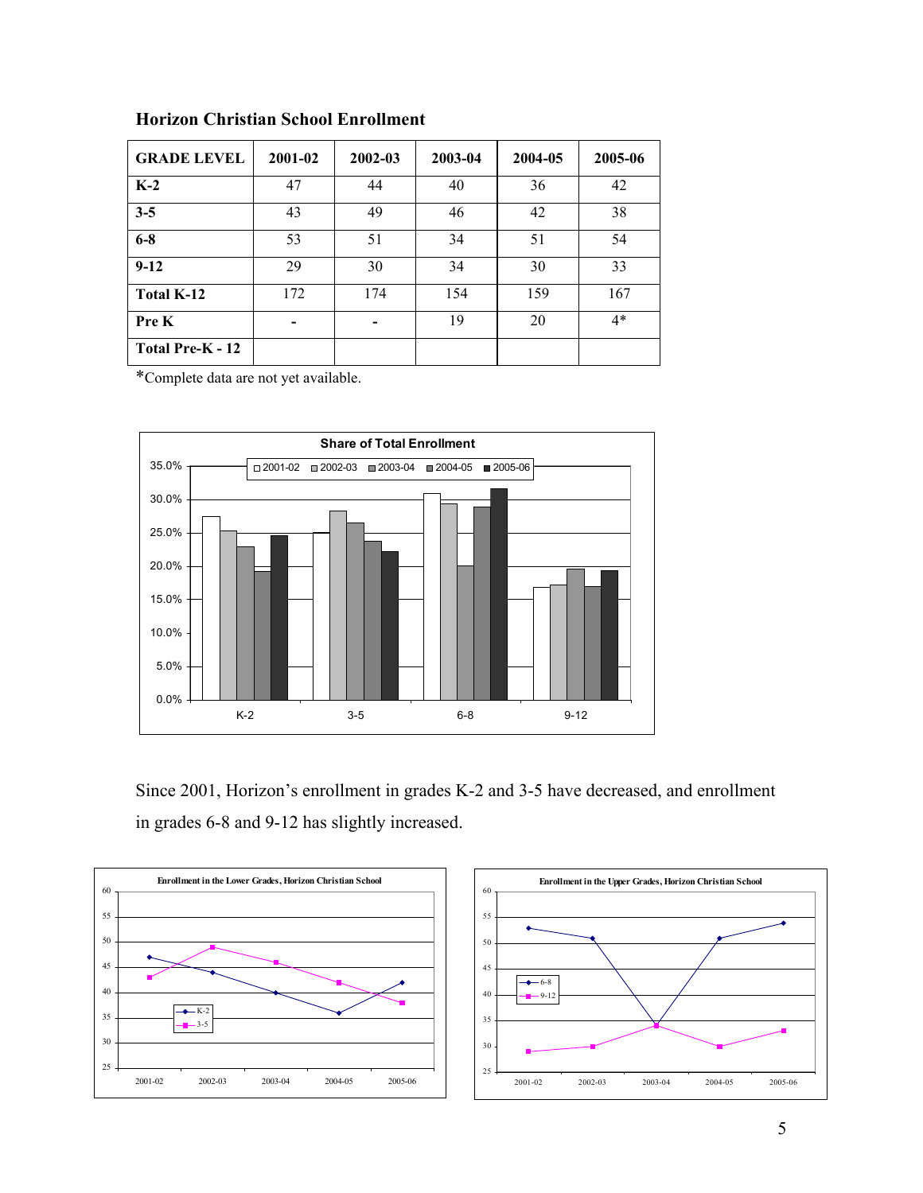**Horizon Christian School Enrollment**

| GRADE LEVEL | 2001-02 | 2002-03 | 2003-04 | 2004-05 | 2005-06 |
|---|---|---|---|---|---|
| K-2 | 47 | 44 | 40 | 36 | 42 |
| 3-5 | 43 | 49 | 46 | 42 | 38 |
| 6-8 | 53 | 51 | 34 | 51 | 54 |
| 9-12 | 29 | 30 | 34 | 30 | 33 |
| Total K-12 | 172 | 174 | 154 | 159 | 167 |
| Pre K | - | - | 19 | 20 | 4* |
| Total Pre-K - 12 | | | | | |

*Complete data are not yet available.

Since 2001, Horizon's enrollment in grades K-2 and 3-5 have decreased, and enrollment in grades 6-8 and 9-12 has slightly increased.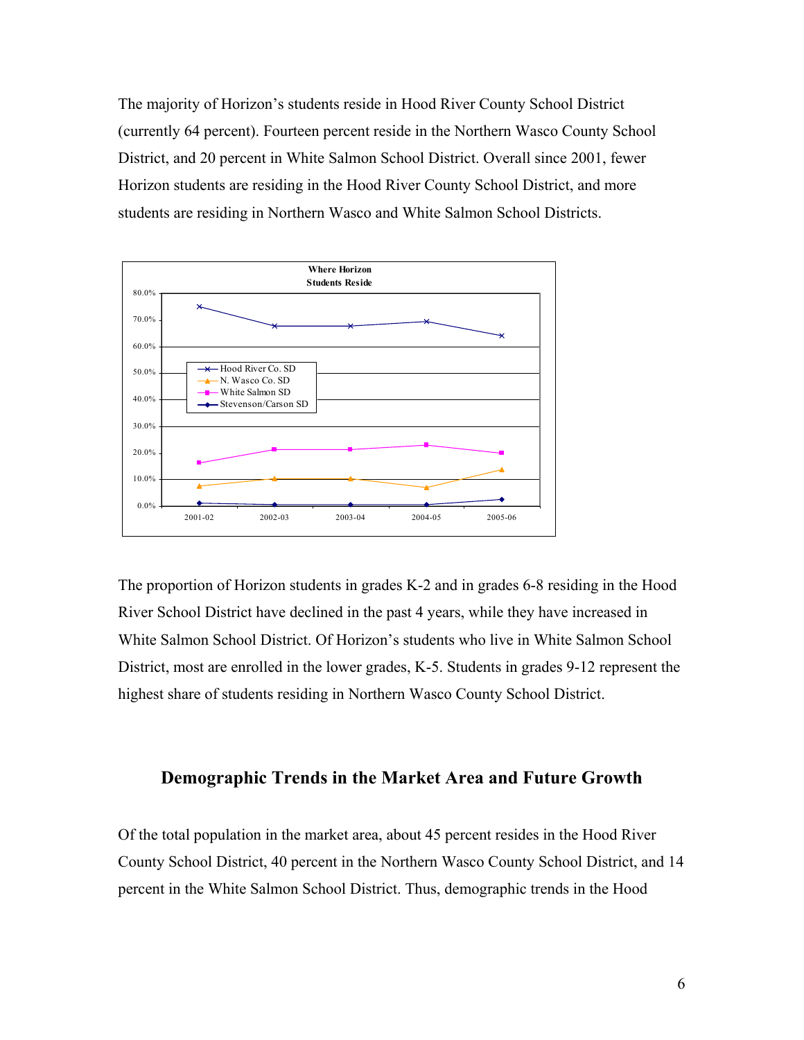The majority of Horizon's students reside in Hood River County School District (currently 64 percent). Fourteen percent reside in the Northern Wasco County School District, and 20 percent in White Salmon School District. Overall since 2001, fewer Horizon students are residing in the Hood River County School District, and more students are residing in Northern Wasco and White Salmon School Districts.

The proportion of Horizon students in grades K-2 and in grades 6-8 residing in the Hood River School District have declined in the past 4 years, while they have increased in White Salmon School District. Of Horizon's students who live in White Salmon School District, most are enrolled in the lower grades, K-5. Students in grades 9-12 represent the highest share of students residing in Northern Wasco County School District.

## Demographic Trends in the Market Area and Future Growth

Of the total population in the market area, about 45 percent resides in the Hood River County School District, 40 percent in the Northern Wasco County School District, and 14 percent in the White Salmon School District. Thus, demographic trends in the Hood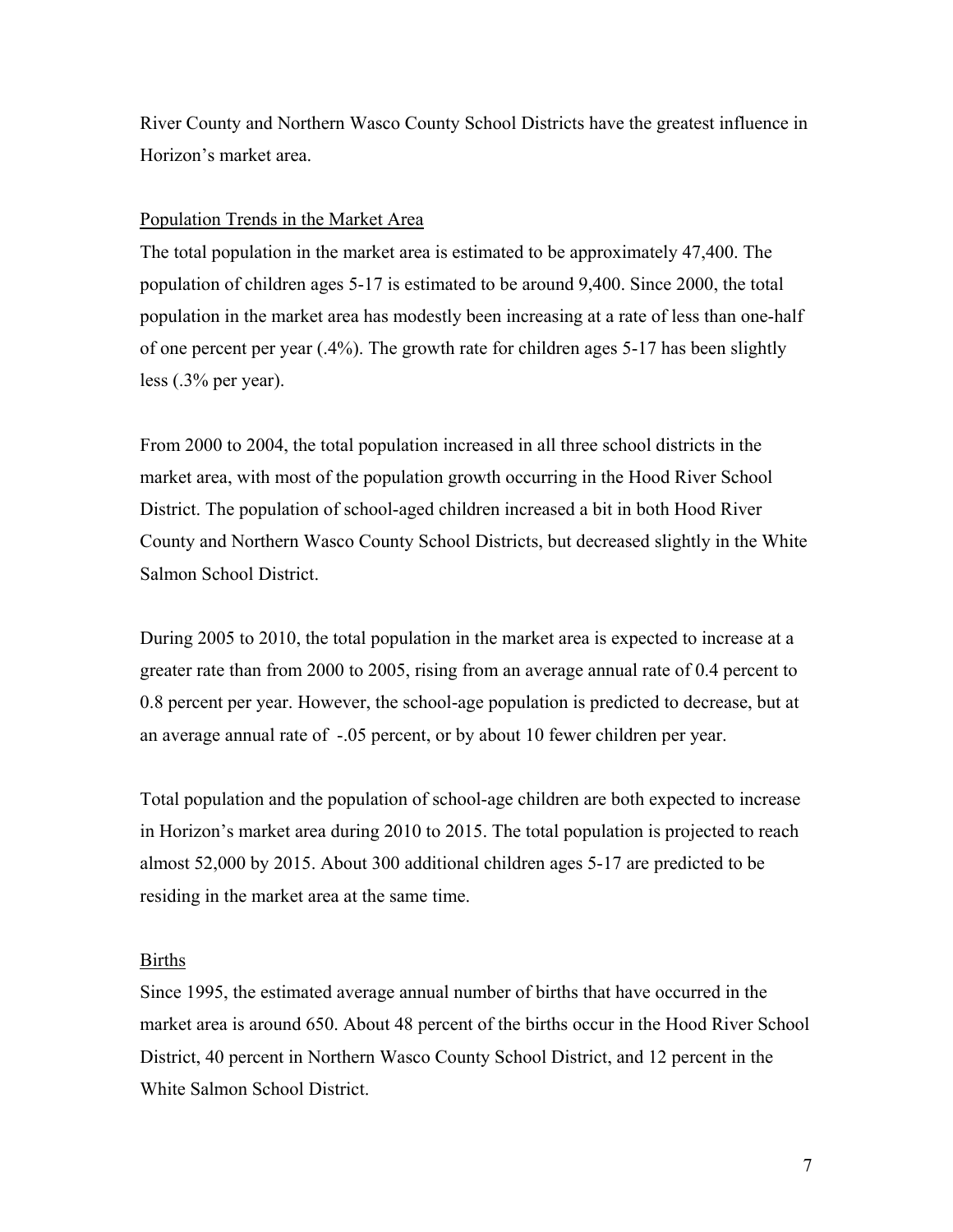River County and Northern Wasco County School Districts have the greatest influence in Horizon's market area.

Population Trends in the Market Area

The total population in the market area is estimated to be approximately 47,400. The population of children ages 5-17 is estimated to be around 9,400. Since 2000, the total population in the market area has modestly been increasing at a rate of less than one-half of one percent per year (.4%). The growth rate for children ages 5-17 has been slightly less (.3% per year).

From 2000 to 2004, the total population increased in all three school districts in the market area, with most of the population growth occurring in the Hood River School District. The population of school-aged children increased a bit in both Hood River County and Northern Wasco County School Districts, but decreased slightly in the White Salmon School District.

During 2005 to 2010, the total population in the market area is expected to increase at a greater rate than from 2000 to 2005, rising from an average annual rate of 0.4 percent to 0.8 percent per year. However, the school-age population is predicted to decrease, but at an average annual rate of -.05 percent, or by about 10 fewer children per year.

Total population and the population of school-age children are both expected to increase in Horizon's market area during 2010 to 2015. The total population is projected to reach almost 52,000 by 2015. About 300 additional children ages 5-17 are predicted to be residing in the market area at the same time.

Births

Since 1995, the estimated average annual number of births that have occurred in the market area is around 650. About 48 percent of the births occur in the Hood River School District, 40 percent in Northern Wasco County School District, and 12 percent in the White Salmon School District.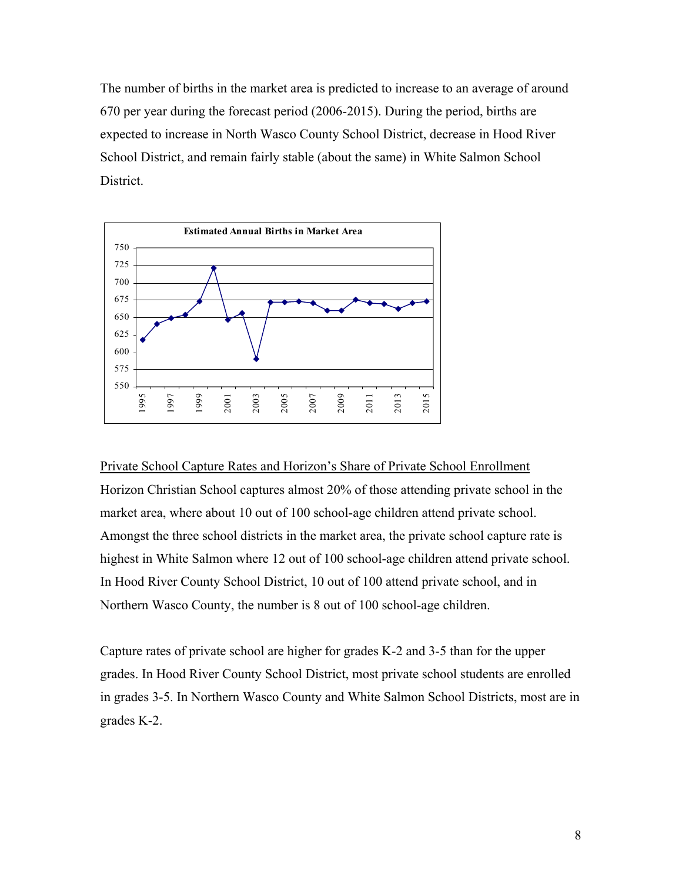The number of births in the market area is predicted to increase to an average of around 670 per year during the forecast period (2006-2015). During the period, births are expected to increase in North Wasco County School District, decrease in Hood River School District, and remain fairly stable (about the same) in White Salmon School District.

**Estimated Annual Births in Market Area**

Private School Capture Rates and Horizon's Share of Private School Enrollment

Horizon Christian School captures almost 20% of those attending private school in the market area, where about 10 out of 100 school-age children attend private school. Amongst the three school districts in the market area, the private school capture rate is highest in White Salmon where 12 out of 100 school-age children attend private school. In Hood River County School District, 10 out of 100 attend private school, and in Northern Wasco County, the number is 8 out of 100 school-age children.

Capture rates of private school are higher for grades K-2 and 3-5 than for the upper grades. In Hood River County School District, most private school students are enrolled in grades 3-5. In Northern Wasco County and White Salmon School Districts, most are in grades K-2.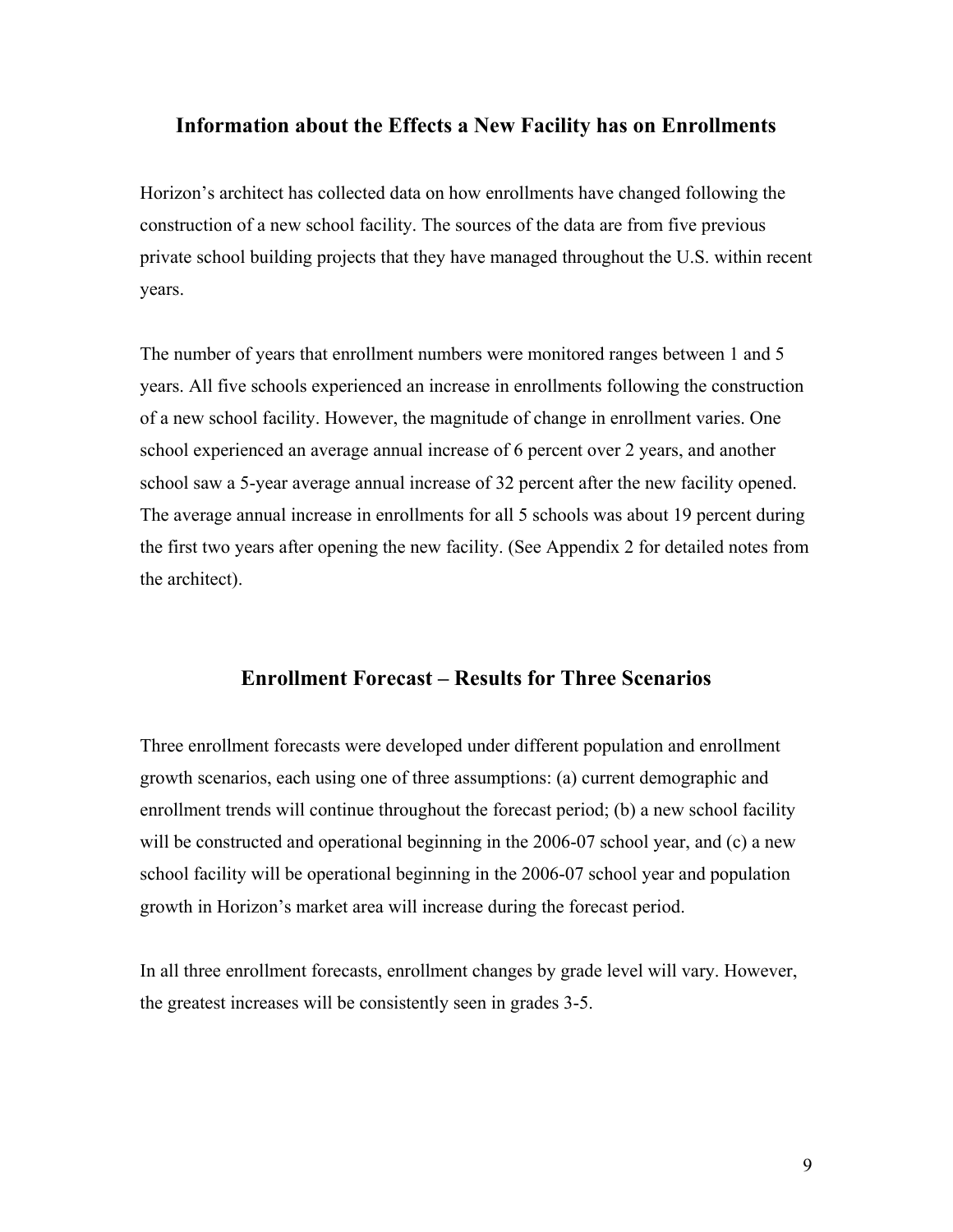## Information about the Effects a New Facility has on Enrollments

Horizon's architect has collected data on how enrollments have changed following the construction of a new school facility. The sources of the data are from five previous private school building projects that they have managed throughout the U.S. within recent years.

The number of years that enrollment numbers were monitored ranges between 1 and 5 years. All five schools experienced an increase in enrollments following the construction of a new school facility. However, the magnitude of change in enrollment varies. One school experienced an average annual increase of 6 percent over 2 years, and another school saw a 5-year average annual increase of 32 percent after the new facility opened. The average annual increase in enrollments for all 5 schools was about 19 percent during the first two years after opening the new facility. (See Appendix 2 for detailed notes from the architect).

## Enrollment Forecast – Results for Three Scenarios

Three enrollment forecasts were developed under different population and enrollment growth scenarios, each using one of three assumptions: (a) current demographic and enrollment trends will continue throughout the forecast period; (b) a new school facility will be constructed and operational beginning in the 2006-07 school year, and (c) a new school facility will be operational beginning in the 2006-07 school year and population growth in Horizon's market area will increase during the forecast period.

In all three enrollment forecasts, enrollment changes by grade level will vary. However, the greatest increases will be consistently seen in grades 3-5.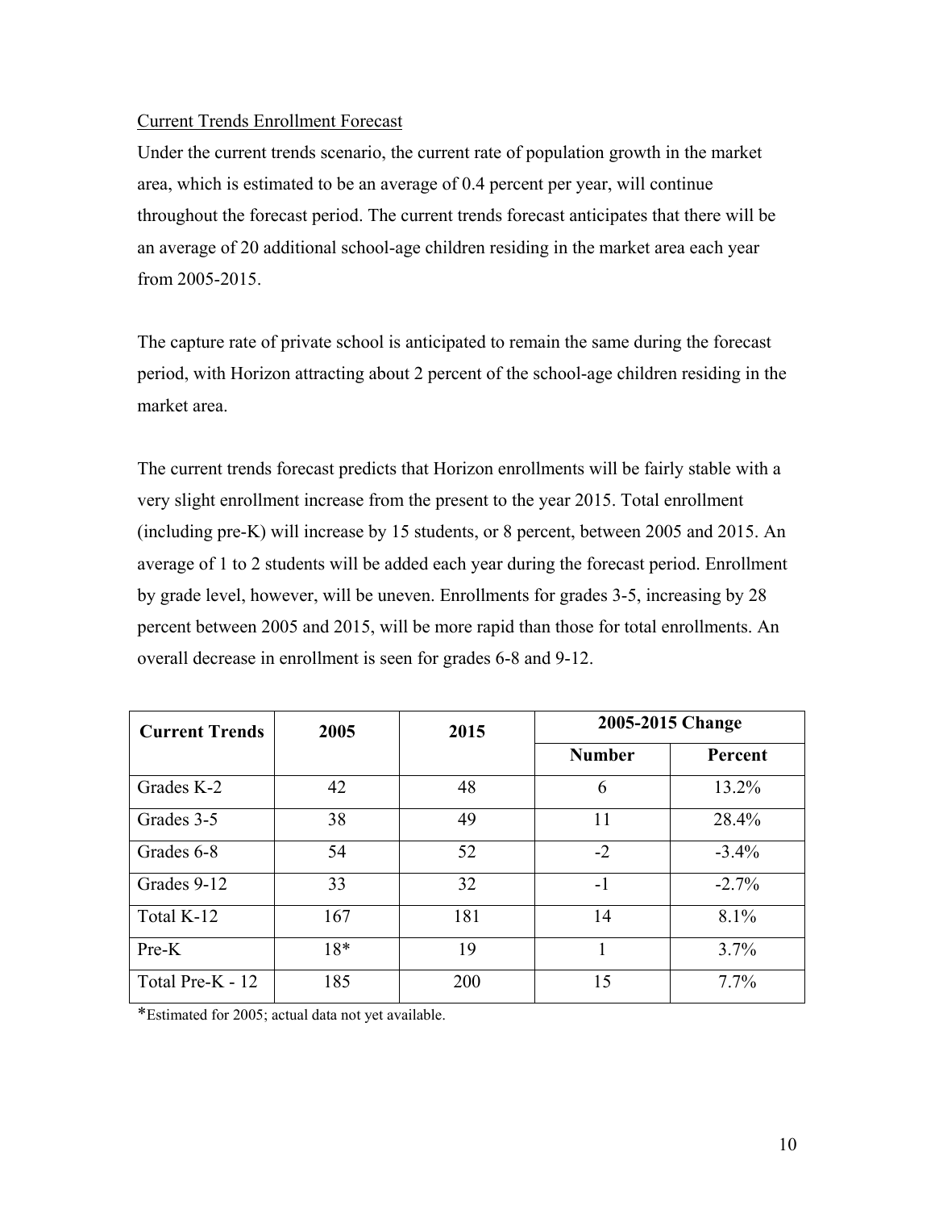Current Trends Enrollment Forecast

Under the current trends scenario, the current rate of population growth in the market area, which is estimated to be an average of 0.4 percent per year, will continue throughout the forecast period. The current trends forecast anticipates that there will be an average of 20 additional school-age children residing in the market area each year from 2005-2015.

The capture rate of private school is anticipated to remain the same during the forecast period, with Horizon attracting about 2 percent of the school-age children residing in the market area.

The current trends forecast predicts that Horizon enrollments will be fairly stable with a very slight enrollment increase from the present to the year 2015. Total enrollment (including pre-K) will increase by 15 students, or 8 percent, between 2005 and 2015. An average of 1 to 2 students will be added each year during the forecast period. Enrollment by grade level, however, will be uneven. Enrollments for grades 3-5, increasing by 28 percent between 2005 and 2015, will be more rapid than those for total enrollments. An overall decrease in enrollment is seen for grades 6-8 and 9-12.

| Current Trends | 2005 | 2015 | 2005-2015 Change | |
|---|---|---|---|---|
| | | | Number | Percent |
| Grades K-2 | 42 | 48 | 6 | 13.2% |
| Grades 3-5 | 38 | 49 | 11 | 28.4% |
| Grades 6-8 | 54 | 52 | -2 | -3.4% |
| Grades 9-12 | 33 | 32 | -1 | -2.7% |
| Total K-12 | 167 | 181 | 14 | 8.1% |
| Pre-K | 18* | 19 | 1 | 3.7% |
| Total Pre-K - 12 | 185 | 200 | 15 | 7.7% |

*Estimated for 2005; actual data not yet available.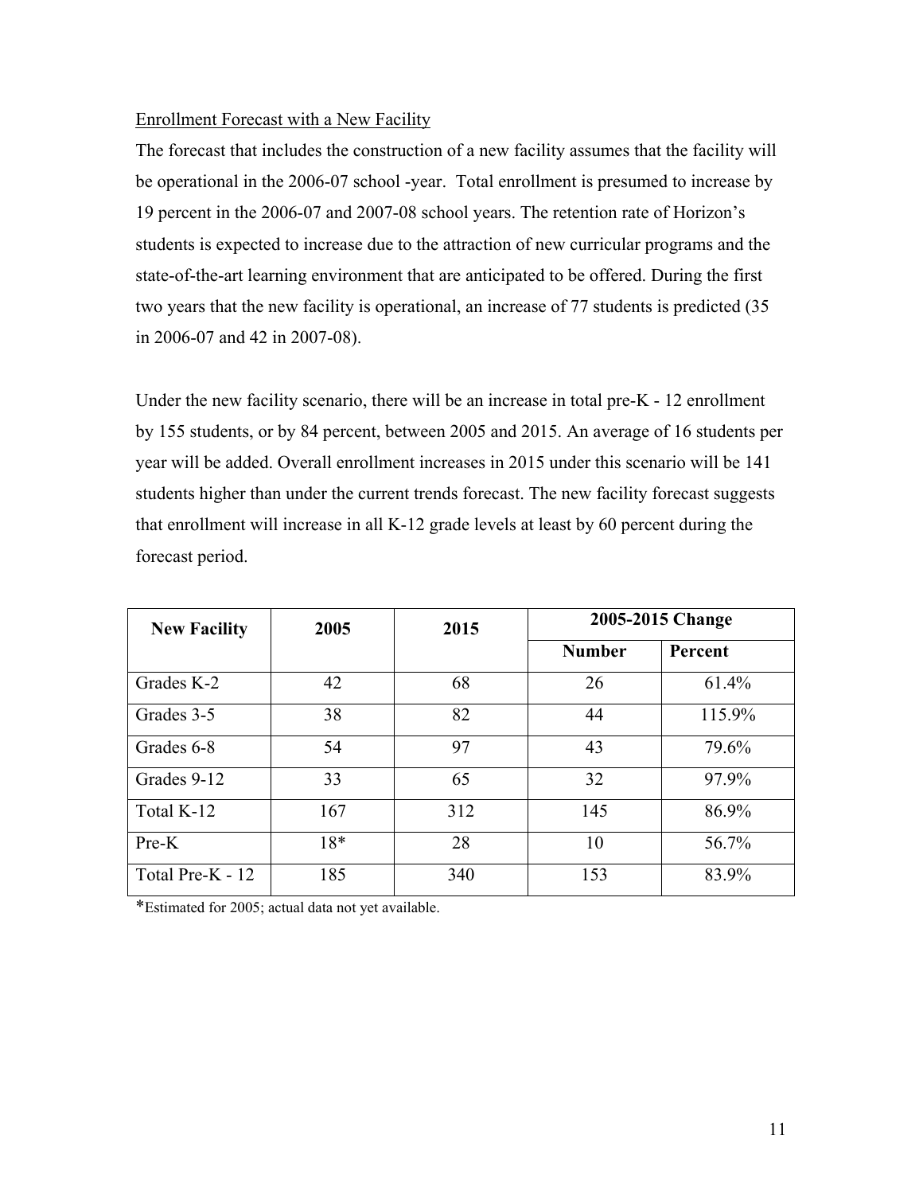Enrollment Forecast with a New Facility

The forecast that includes the construction of a new facility assumes that the facility will be operational in the 2006-07 school -year. Total enrollment is presumed to increase by 19 percent in the 2006-07 and 2007-08 school years. The retention rate of Horizon's students is expected to increase due to the attraction of new curricular programs and the state-of-the-art learning environment that are anticipated to be offered. During the first two years that the new facility is operational, an increase of 77 students is predicted (35 in 2006-07 and 42 in 2007-08).

Under the new facility scenario, there will be an increase in total pre-K - 12 enrollment by 155 students, or by 84 percent, between 2005 and 2015. An average of 16 students per year will be added. Overall enrollment increases in 2015 under this scenario will be 141 students higher than under the current trends forecast. The new facility forecast suggests that enrollment will increase in all K-12 grade levels at least by 60 percent during the forecast period.

| New Facility | 2005 | 2015 | 2005-2015 Change | |
|---|---|---|---|---|
| | | | Number | Percent |
| Grades K-2 | 42 | 68 | 26 | 61.4% |
| Grades 3-5 | 38 | 82 | 44 | 115.9% |
| Grades 6-8 | 54 | 97 | 43 | 79.6% |
| Grades 9-12 | 33 | 65 | 32 | 97.9% |
| Total K-12 | 167 | 312 | 145 | 86.9% |
| Pre-K | 18* | 28 | 10 | 56.7% |
| Total Pre-K - 12 | 185 | 340 | 153 | 83.9% |

*Estimated for 2005; actual data not yet available.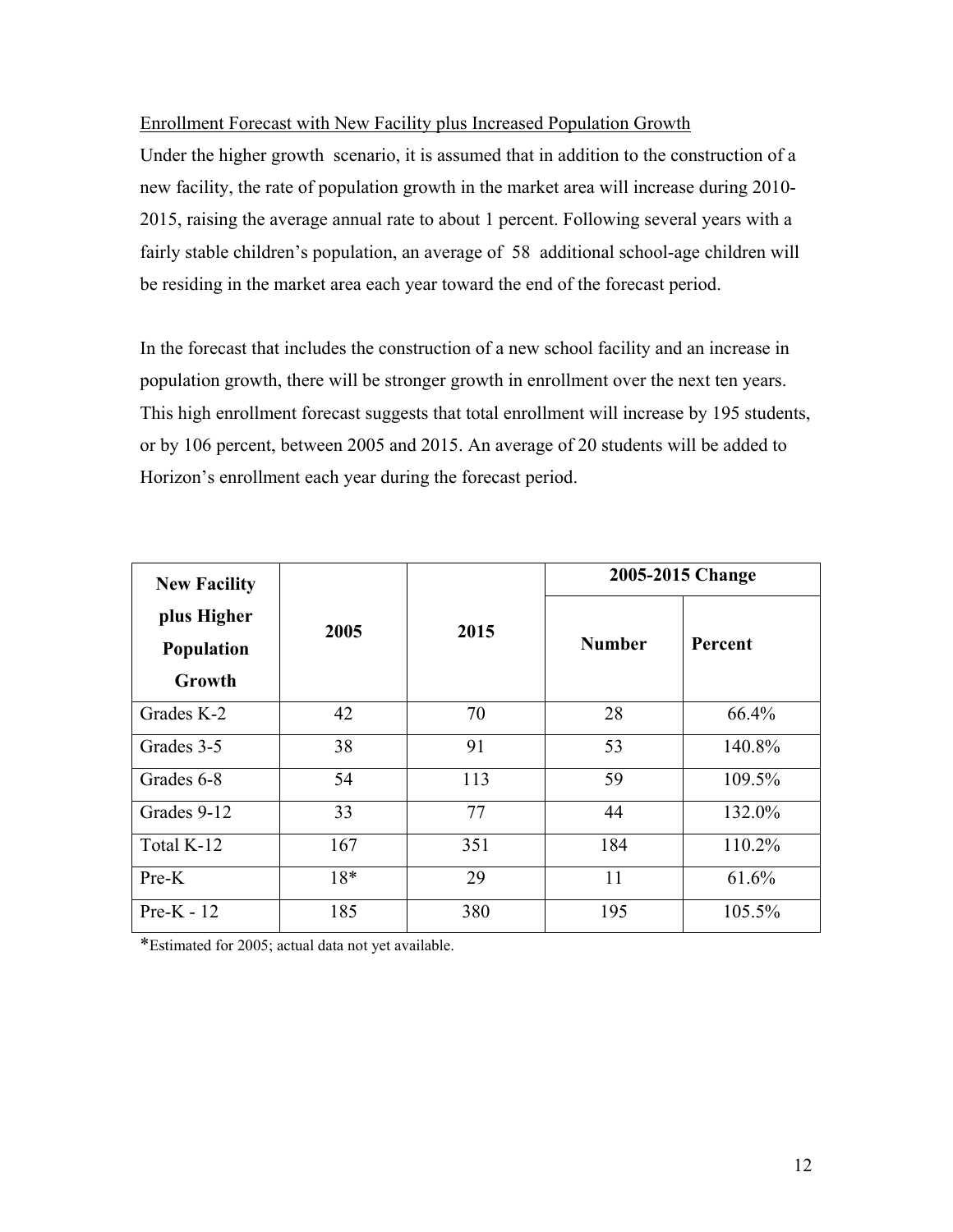Enrollment Forecast with New Facility plus Increased Population Growth

Under the higher growth scenario, it is assumed that in addition to the construction of a new facility, the rate of population growth in the market area will increase during 2010-2015, raising the average annual rate to about 1 percent. Following several years with a fairly stable children's population, an average of 58 additional school-age children will be residing in the market area each year toward the end of the forecast period.

In the forecast that includes the construction of a new school facility and an increase in population growth, there will be stronger growth in enrollment over the next ten years. This high enrollment forecast suggests that total enrollment will increase by 195 students, or by 106 percent, between 2005 and 2015. An average of 20 students will be added to Horizon's enrollment each year during the forecast period.

| **New Facility plus Higher Population Growth** | **2005** | **2015** | **2005-2015 Change** | |
|---|---|---|---|---|
| | | | **Number** | **Percent** |
| Grades K-2 | 42 | 70 | 28 | 66.4% |
| Grades 3-5 | 38 | 91 | 53 | 140.8% |
| Grades 6-8 | 54 | 113 | 59 | 109.5% |
| Grades 9-12 | 33 | 77 | 44 | 132.0% |
| Total K-12 | 167 | 351 | 184 | 110.2% |
| Pre-K | 18* | 29 | 11 | 61.6% |
| Pre-K - 12 | 185 | 380 | 195 | 105.5% |

*Estimated for 2005; actual data not yet available.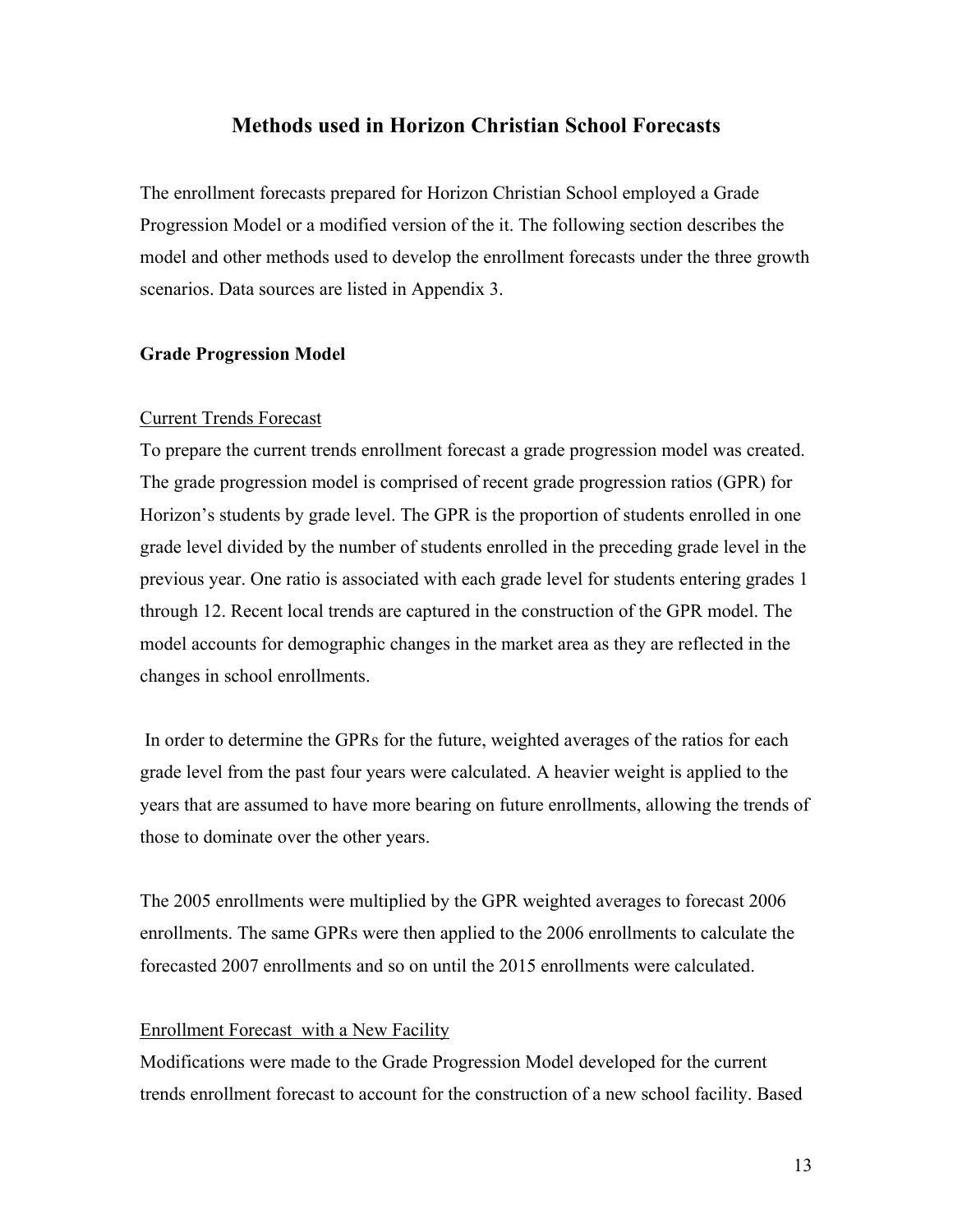# Methods used in Horizon Christian School Forecasts

The enrollment forecasts prepared for Horizon Christian School employed a Grade Progression Model or a modified version of the it. The following section describes the model and other methods used to develop the enrollment forecasts under the three growth scenarios. Data sources are listed in Appendix 3.

## Grade Progression Model

### Current Trends Forecast

To prepare the current trends enrollment forecast a grade progression model was created. The grade progression model is comprised of recent grade progression ratios (GPR) for Horizon's students by grade level. The GPR is the proportion of students enrolled in one grade level divided by the number of students enrolled in the preceding grade level in the previous year. One ratio is associated with each grade level for students entering grades 1 through 12. Recent local trends are captured in the construction of the GPR model. The model accounts for demographic changes in the market area as they are reflected in the changes in school enrollments.

In order to determine the GPRs for the future, weighted averages of the ratios for each grade level from the past four years were calculated. A heavier weight is applied to the years that are assumed to have more bearing on future enrollments, allowing the trends of those to dominate over the other years.

The 2005 enrollments were multiplied by the GPR weighted averages to forecast 2006 enrollments. The same GPRs were then applied to the 2006 enrollments to calculate the forecasted 2007 enrollments and so on until the 2015 enrollments were calculated.

### Enrollment Forecast with a New Facility

Modifications were made to the Grade Progression Model developed for the current trends enrollment forecast to account for the construction of a new school facility. Based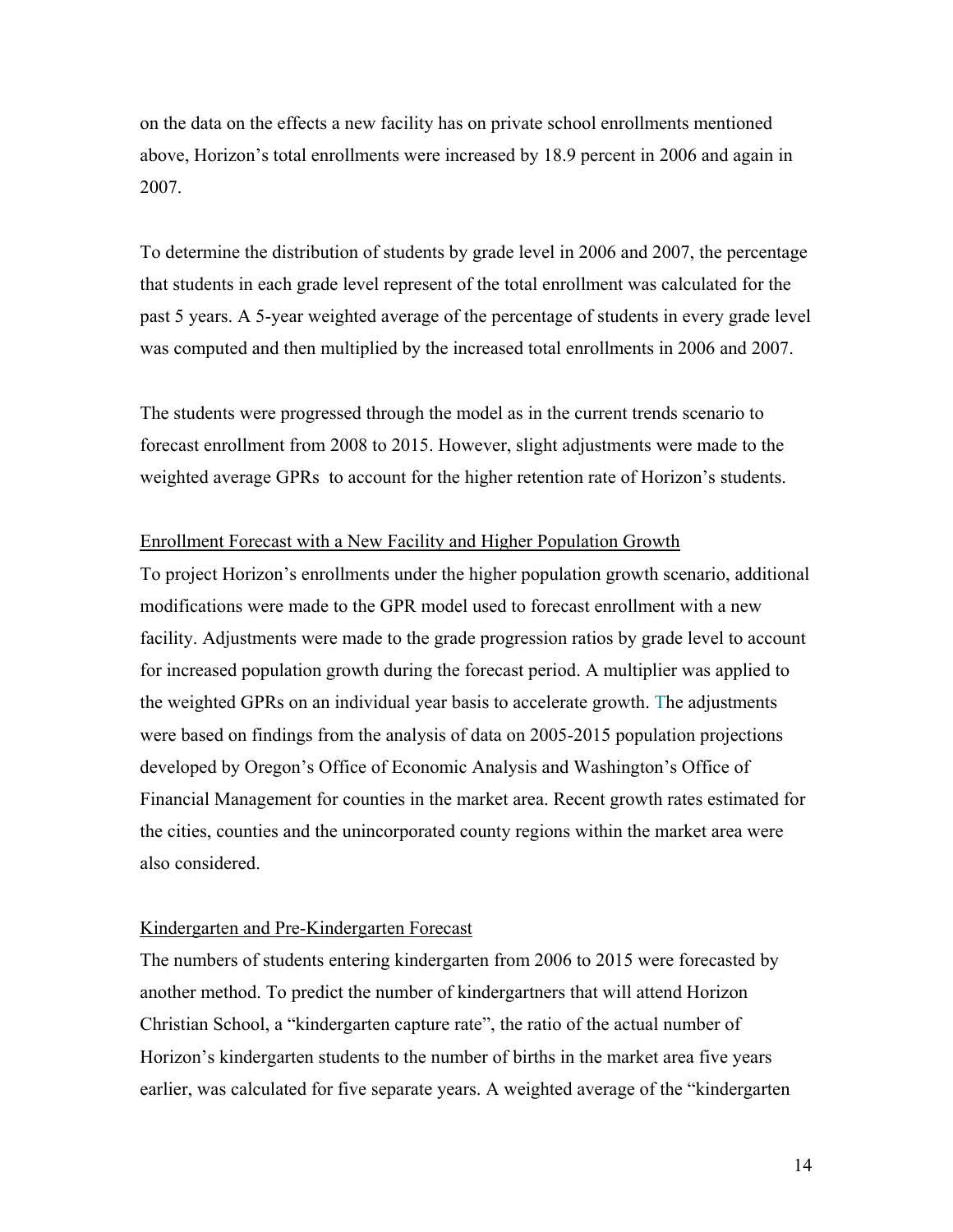on the data on the effects a new facility has on private school enrollments mentioned above, Horizon's total enrollments were increased by 18.9 percent in 2006 and again in 2007.

To determine the distribution of students by grade level in 2006 and 2007, the percentage that students in each grade level represent of the total enrollment was calculated for the past 5 years. A 5-year weighted average of the percentage of students in every grade level was computed and then multiplied by the increased total enrollments in 2006 and 2007.

The students were progressed through the model as in the current trends scenario to forecast enrollment from 2008 to 2015. However, slight adjustments were made to the weighted average GPRs to account for the higher retention rate of Horizon's students.

<u>Enrollment Forecast with a New Facility and Higher Population Growth</u>

To project Horizon's enrollments under the higher population growth scenario, additional modifications were made to the GPR model used to forecast enrollment with a new facility. Adjustments were made to the grade progression ratios by grade level to account for increased population growth during the forecast period. A multiplier was applied to the weighted GPRs on an individual year basis to accelerate growth. The adjustments were based on findings from the analysis of data on 2005-2015 population projections developed by Oregon's Office of Economic Analysis and Washington's Office of Financial Management for counties in the market area. Recent growth rates estimated for the cities, counties and the unincorporated county regions within the market area were also considered.

<u>Kindergarten and Pre-Kindergarten Forecast</u>

The numbers of students entering kindergarten from 2006 to 2015 were forecasted by another method. To predict the number of kindergartners that will attend Horizon Christian School, a "kindergarten capture rate", the ratio of the actual number of Horizon's kindergarten students to the number of births in the market area five years earlier, was calculated for five separate years. A weighted average of the "kindergarten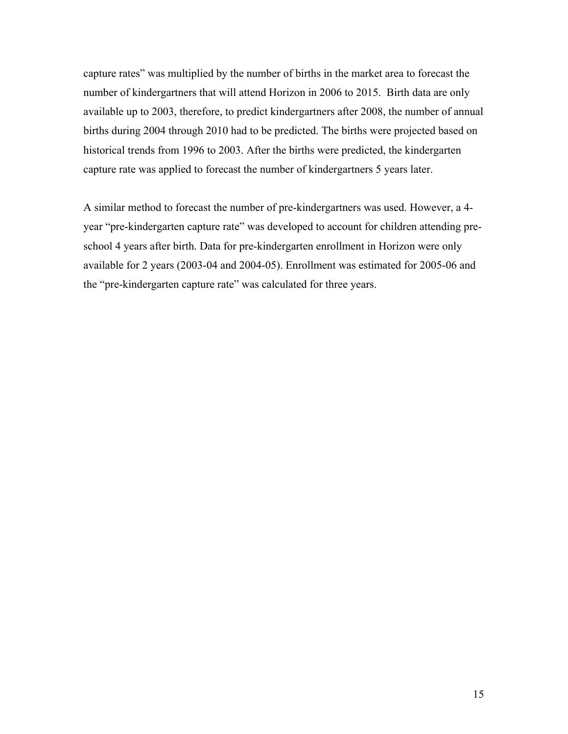capture rates" was multiplied by the number of births in the market area to forecast the number of kindergartners that will attend Horizon in 2006 to 2015. Birth data are only available up to 2003, therefore, to predict kindergartners after 2008, the number of annual births during 2004 through 2010 had to be predicted. The births were projected based on historical trends from 1996 to 2003. After the births were predicted, the kindergarten capture rate was applied to forecast the number of kindergartners 5 years later.

A similar method to forecast the number of pre-kindergartners was used. However, a 4-year "pre-kindergarten capture rate" was developed to account for children attending pre-school 4 years after birth. Data for pre-kindergarten enrollment in Horizon were only available for 2 years (2003-04 and 2004-05). Enrollment was estimated for 2005-06 and the "pre-kindergarten capture rate" was calculated for three years.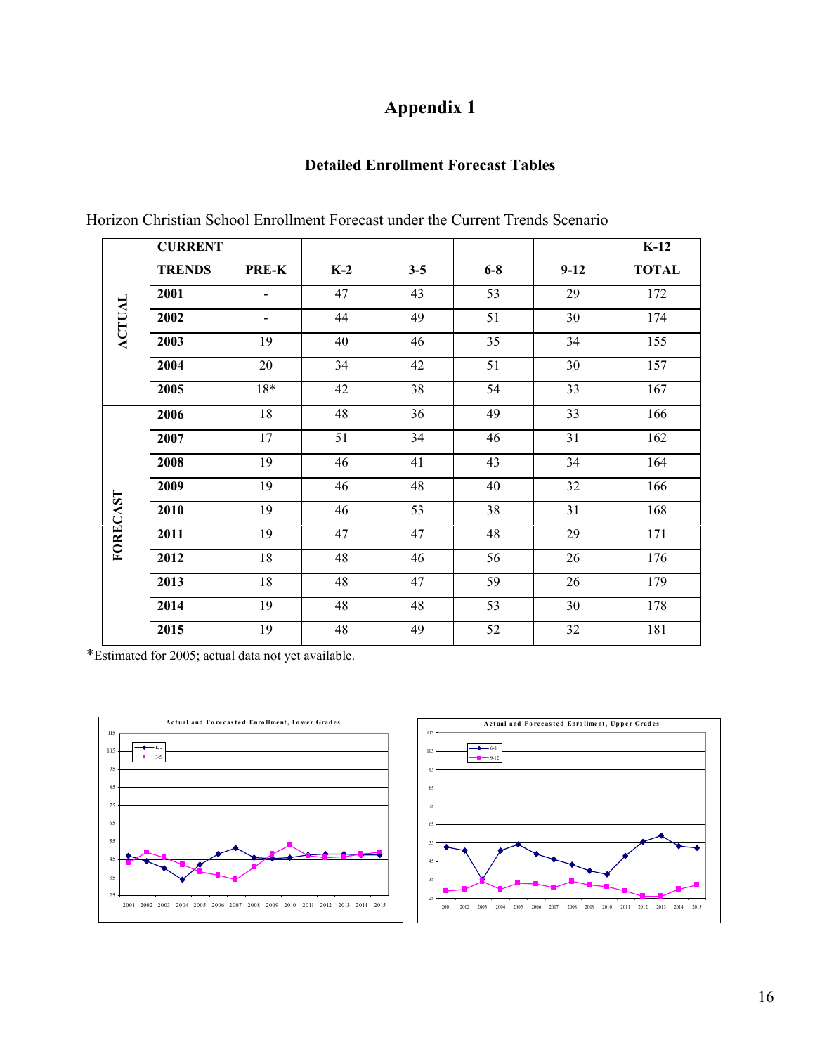# Appendix 1

## Detailed Enrollment Forecast Tables

Horizon Christian School Enrollment Forecast under the Current Trends Scenario

| | CURRENT TRENDS | PRE-K | K-2 | 3-5 | 6-8 | 9-12 | K-12 TOTAL |
|---|---|---|---|---|---|---|---|
| ACTUAL | 2001 | - | 47 | 43 | 53 | 29 | 172 |
| | 2002 | - | 44 | 49 | 51 | 30 | 174 |
| | 2003 | 19 | 40 | 46 | 35 | 34 | 155 |
| | 2004 | 20 | 34 | 42 | 51 | 30 | 157 |
| | 2005 | 18* | 42 | 38 | 54 | 33 | 167 |
| FORECAST | 2006 | 18 | 48 | 36 | 49 | 33 | 166 |
| | 2007 | 17 | 51 | 34 | 46 | 31 | 162 |
| | 2008 | 19 | 46 | 41 | 43 | 34 | 164 |
| | 2009 | 19 | 46 | 48 | 40 | 32 | 166 |
| | 2010 | 19 | 46 | 53 | 38 | 31 | 168 |
| | 2011 | 19 | 47 | 47 | 48 | 29 | 171 |
| | 2012 | 18 | 48 | 46 | 56 | 26 | 176 |
| | 2013 | 18 | 48 | 47 | 59 | 26 | 179 |
| | 2014 | 19 | 48 | 48 | 53 | 30 | 178 |
| | 2015 | 19 | 48 | 49 | 52 | 32 | 181 |

*Estimated for 2005; actual data not yet available.

Actual and Forecasted Enrollment, Lower Grades

Actual and Forecasted Enrollment, Upper Grades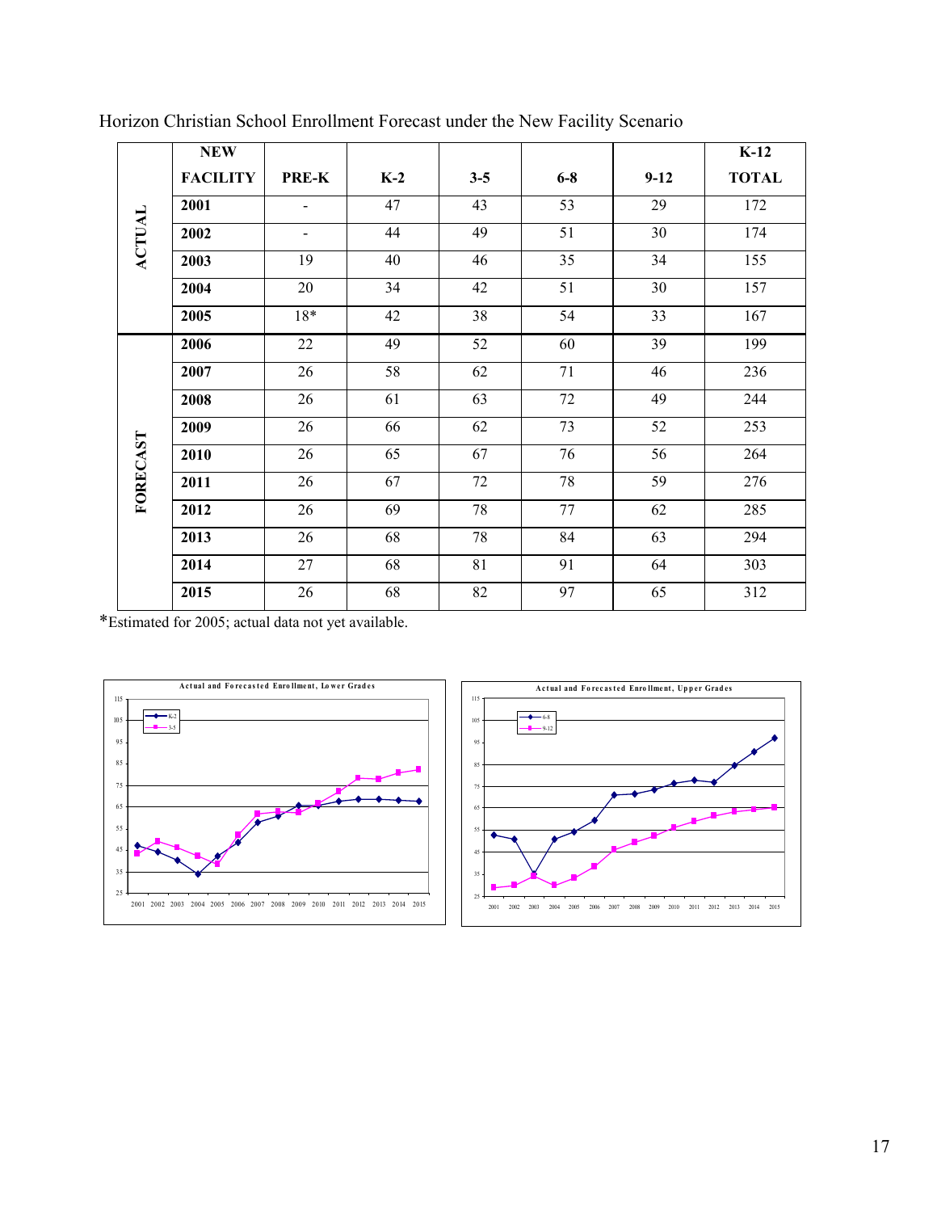Horizon Christian School Enrollment Forecast under the New Facility Scenario

| | NEW FACILITY | PRE-K | K-2 | 3-5 | 6-8 | 9-12 | K-12 TOTAL |
|---|---|---|---|---|---|---|---|
| ACTUAL | 2001 | - | 47 | 43 | 53 | 29 | 172 |
| | 2002 | - | 44 | 49 | 51 | 30 | 174 |
| | 2003 | 19 | 40 | 46 | 35 | 34 | 155 |
| | 2004 | 20 | 34 | 42 | 51 | 30 | 157 |
| | 2005 | 18* | 42 | 38 | 54 | 33 | 167 |
| FORECAST | 2006 | 22 | 49 | 52 | 60 | 39 | 199 |
| | 2007 | 26 | 58 | 62 | 71 | 46 | 236 |
| | 2008 | 26 | 61 | 63 | 72 | 49 | 244 |
| | 2009 | 26 | 66 | 62 | 73 | 52 | 253 |
| | 2010 | 26 | 65 | 67 | 76 | 56 | 264 |
| | 2011 | 26 | 67 | 72 | 78 | 59 | 276 |
| | 2012 | 26 | 69 | 78 | 77 | 62 | 285 |
| | 2013 | 26 | 68 | 78 | 84 | 63 | 294 |
| | 2014 | 27 | 68 | 81 | 91 | 64 | 303 |
| | 2015 | 26 | 68 | 82 | 97 | 65 | 312 |

*Estimated for 2005; actual data not yet available.

Actual and Forecasted Enrollment, Lower Grades

Actual and Forecasted Enrollment, Upper Grades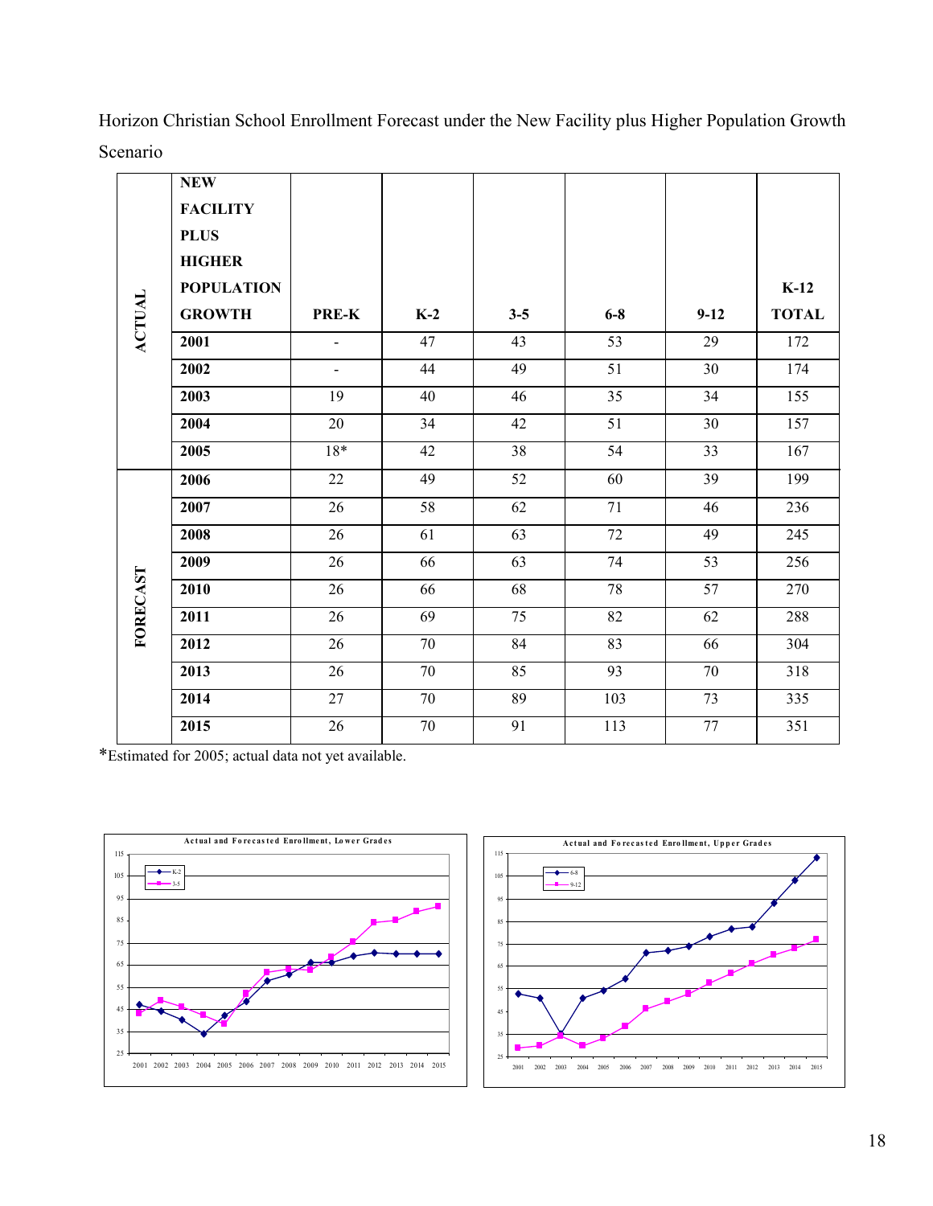Horizon Christian School Enrollment Forecast under the New Facility plus Higher Population Growth Scenario

| | NEW FACILITY PLUS HIGHER POPULATION GROWTH | PRE-K | K-2 | 3-5 | 6-8 | 9-12 | K-12 TOTAL |
|---|---|---|---|---|---|---|---|
| ACTUAL | **2001** | - | 47 | 43 | 53 | 29 | 172 |
| | **2002** | - | 44 | 49 | 51 | 30 | 174 |
| | **2003** | 19 | 40 | 46 | 35 | 34 | 155 |
| | **2004** | 20 | 34 | 42 | 51 | 30 | 157 |
| | **2005** | 18* | 42 | 38 | 54 | 33 | 167 |
| FORECAST | **2006** | 22 | 49 | 52 | 60 | 39 | 199 |
| | **2007** | 26 | 58 | 62 | 71 | 46 | 236 |
| | **2008** | 26 | 61 | 63 | 72 | 49 | 245 |
| | **2009** | 26 | 66 | 63 | 74 | 53 | 256 |
| | **2010** | 26 | 66 | 68 | 78 | 57 | 270 |
| | **2011** | 26 | 69 | 75 | 82 | 62 | 288 |
| | **2012** | 26 | 70 | 84 | 83 | 66 | 304 |
| | **2013** | 26 | 70 | 85 | 93 | 70 | 318 |
| | **2014** | 27 | 70 | 89 | 103 | 73 | 335 |
| | **2015** | 26 | 70 | 91 | 113 | 77 | 351 |

*Estimated for 2005; actual data not yet available.

Actual and Forecasted Enrollment, Lower Grades

Actual and Forecasted Enrollment, Upper Grades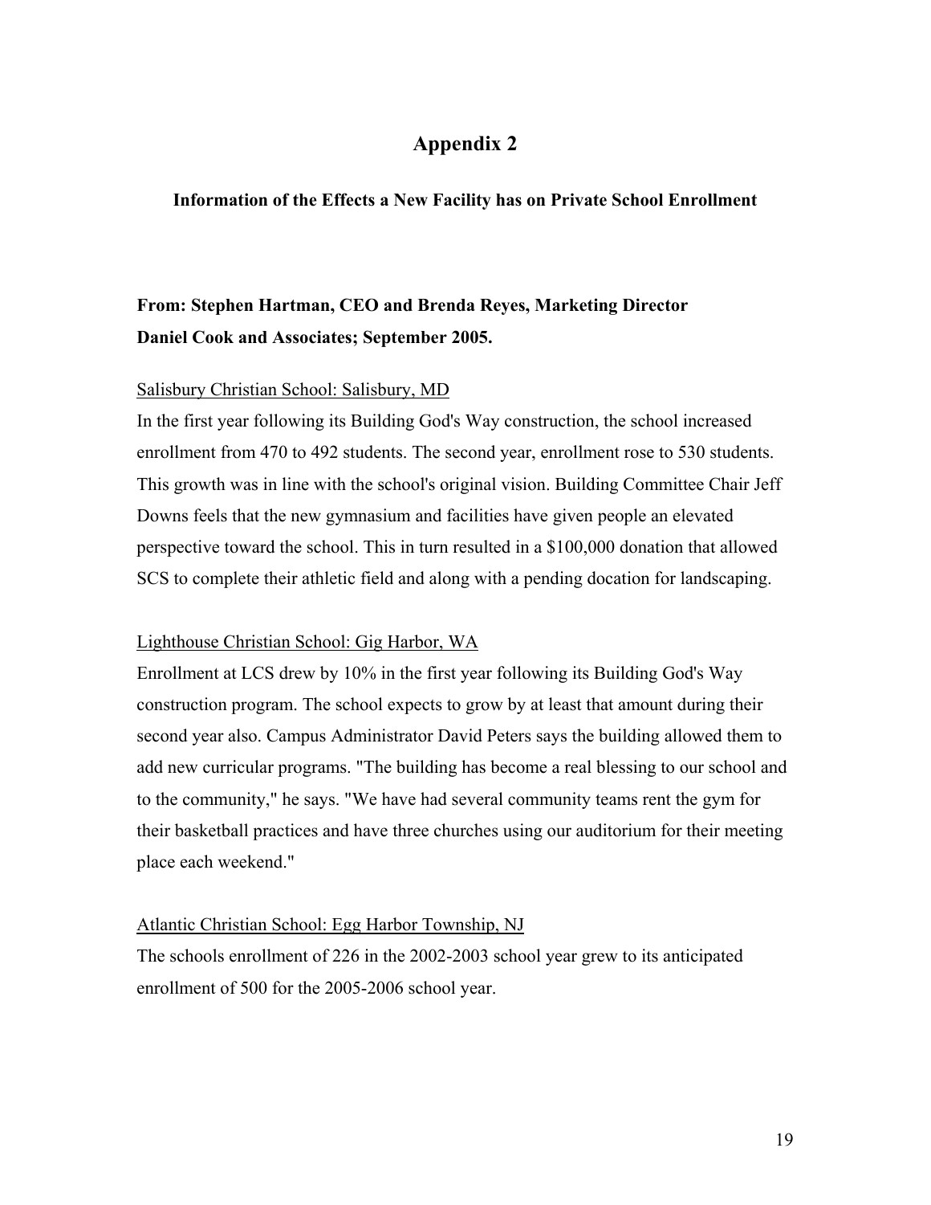# Appendix 2

**Information of the Effects a New Facility has on Private School Enrollment**

**From: Stephen Hartman, CEO and Brenda Reyes, Marketing Director**
**Daniel Cook and Associates; September 2005.**

<u>Salisbury Christian School: Salisbury, MD</u>

In the first year following its Building God's Way construction, the school increased enrollment from 470 to 492 students. The second year, enrollment rose to 530 students. This growth was in line with the school's original vision. Building Committee Chair Jeff Downs feels that the new gymnasium and facilities have given people an elevated perspective toward the school. This in turn resulted in a $100,000 donation that allowed SCS to complete their athletic field and along with a pending docation for landscaping.

<u>Lighthouse Christian School: Gig Harbor, WA</u>

Enrollment at LCS drew by 10% in the first year following its Building God's Way construction program. The school expects to grow by at least that amount during their second year also. Campus Administrator David Peters says the building allowed them to add new curricular programs. "The building has become a real blessing to our school and to the community," he says. "We have had several community teams rent the gym for their basketball practices and have three churches using our auditorium for their meeting place each weekend."

<u>Atlantic Christian School: Egg Harbor Township, NJ</u>

The schools enrollment of 226 in the 2002-2003 school year grew to its anticipated enrollment of 500 for the 2005-2006 school year.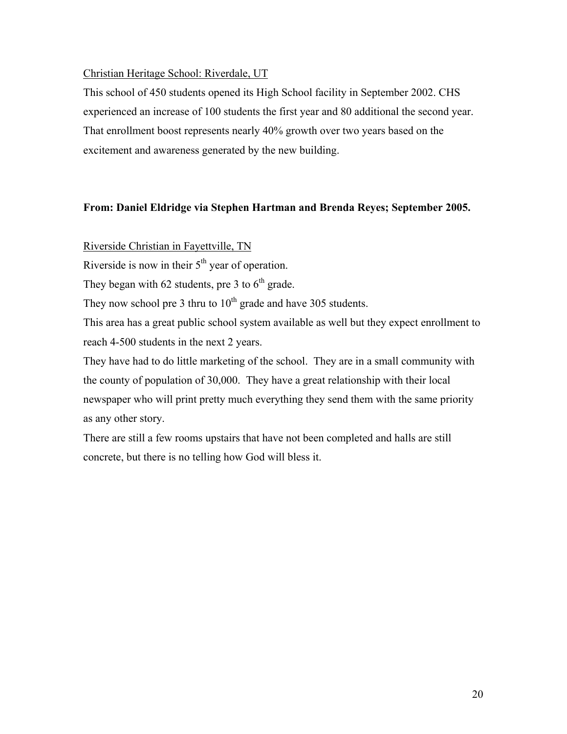Christian Heritage School: Riverdale, UT

This school of 450 students opened its High School facility in September 2002. CHS experienced an increase of 100 students the first year and 80 additional the second year. That enrollment boost represents nearly 40% growth over two years based on the excitement and awareness generated by the new building.

**From: Daniel Eldridge via Stephen Hartman and Brenda Reyes; September 2005.**

Riverside Christian in Fayettville, TN

Riverside is now in their 5th year of operation.

They began with 62 students, pre 3 to 6th grade.

They now school pre 3 thru to 10th grade and have 305 students.

This area has a great public school system available as well but they expect enrollment to reach 4-500 students in the next 2 years.

They have had to do little marketing of the school. They are in a small community with the county of population of 30,000. They have a great relationship with their local newspaper who will print pretty much everything they send them with the same priority as any other story.

There are still a few rooms upstairs that have not been completed and halls are still concrete, but there is no telling how God will bless it.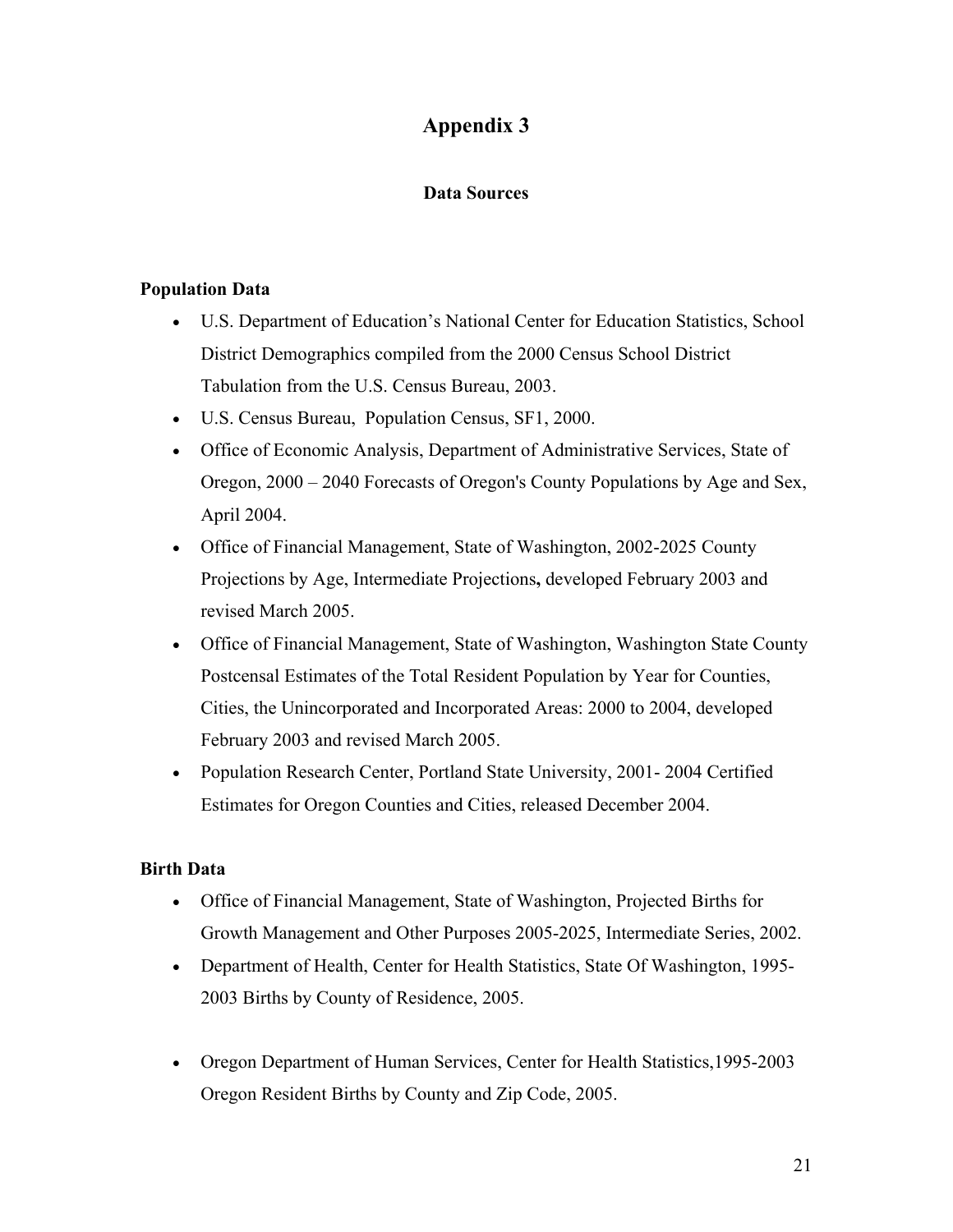# Appendix 3

## Data Sources

### Population Data

- U.S. Department of Education's National Center for Education Statistics, School District Demographics compiled from the 2000 Census School District Tabulation from the U.S. Census Bureau, 2003.
- U.S. Census Bureau, Population Census, SF1, 2000.
- Office of Economic Analysis, Department of Administrative Services, State of Oregon, 2000 – 2040 Forecasts of Oregon's County Populations by Age and Sex, April 2004.
- Office of Financial Management, State of Washington, 2002-2025 County Projections by Age, Intermediate Projections**,** developed February 2003 and revised March 2005.
- Office of Financial Management, State of Washington, Washington State County Postcensal Estimates of the Total Resident Population by Year for Counties, Cities, the Unincorporated and Incorporated Areas: 2000 to 2004, developed February 2003 and revised March 2005.
- Population Research Center, Portland State University, 2001- 2004 Certified Estimates for Oregon Counties and Cities, released December 2004.

### Birth Data

- Office of Financial Management, State of Washington, Projected Births for Growth Management and Other Purposes 2005-2025, Intermediate Series, 2002.
- Department of Health, Center for Health Statistics, State Of Washington, 1995-2003 Births by County of Residence, 2005.
- Oregon Department of Human Services, Center for Health Statistics,1995-2003 Oregon Resident Births by County and Zip Code, 2005.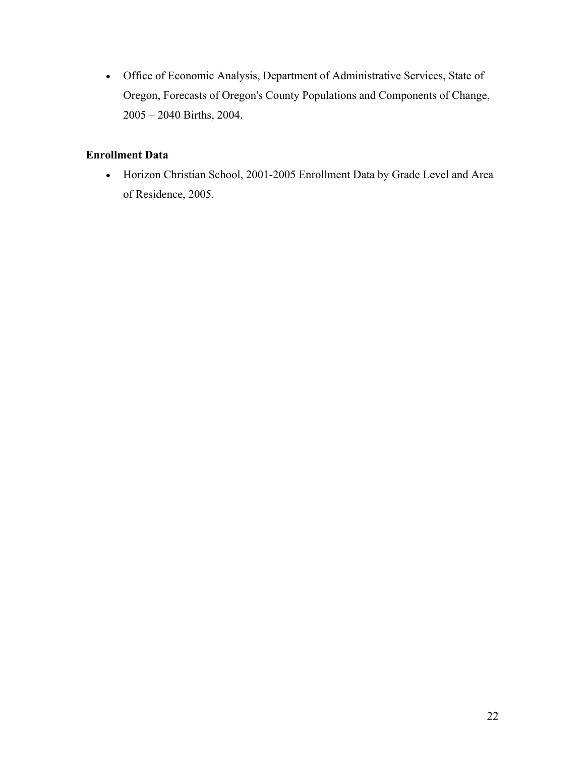- Office of Economic Analysis, Department of Administrative Services, State of Oregon, Forecasts of Oregon's County Populations and Components of Change, 2005 – 2040 Births, 2004.

**Enrollment Data**

- Horizon Christian School, 2001-2005 Enrollment Data by Grade Level and Area of Residence, 2005.